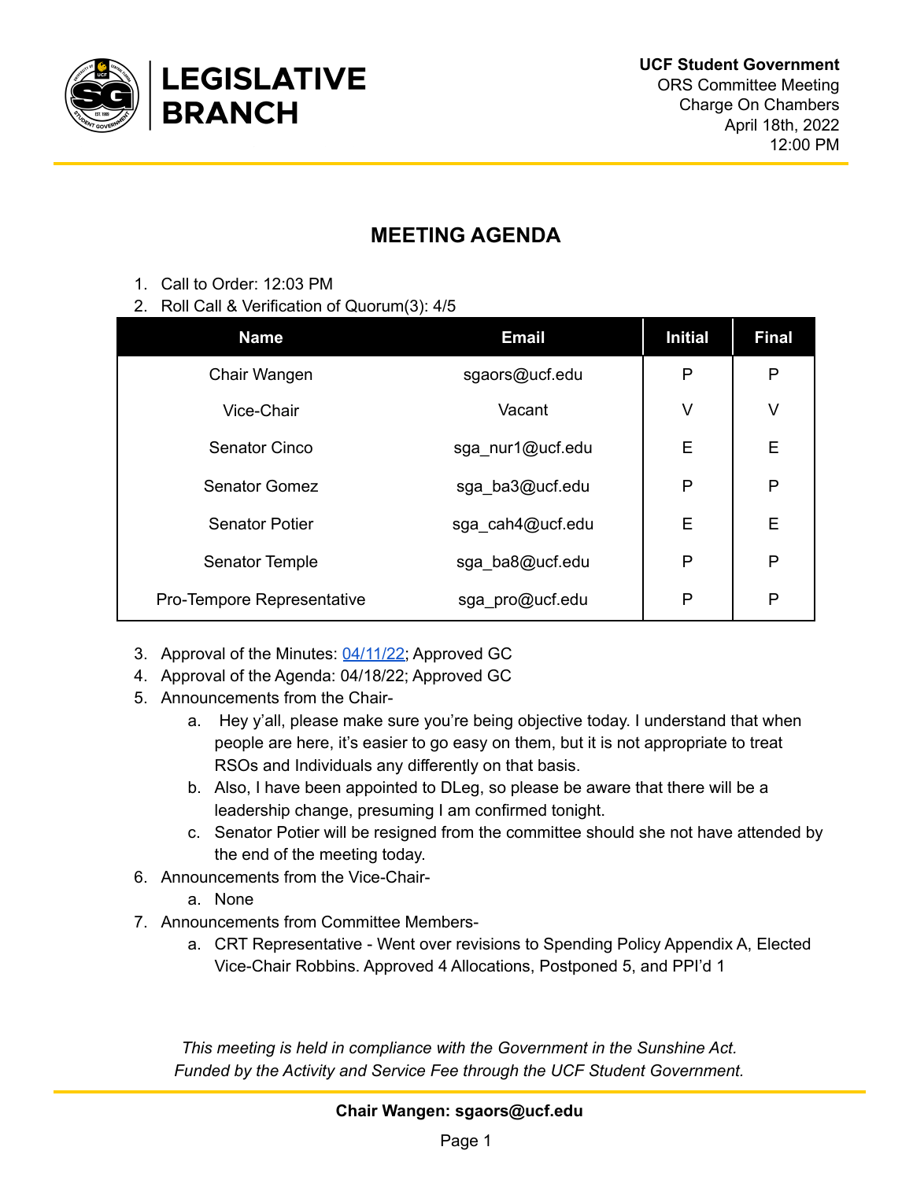**LEGISLATIVE BRANCH**

**UCF Student Government**
ORS Committee Meeting
Charge On Chambers
April 18th, 2022
12:00 PM

## MEETING AGENDA

1. Call to Order: 12:03 PM
2. Roll Call & Verification of Quorum(3): 4/5

| Name | Email | Initial | Final |
|---|---|---|---|
| Chair Wangen | sgaors@ucf.edu | P | P |
| Vice-Chair | Vacant | V | V |
| Senator Cinco | sga_nur1@ucf.edu | E | E |
| Senator Gomez | sga_ba3@ucf.edu | P | P |
| Senator Potier | sga_cah4@ucf.edu | E | E |
| Senator Temple | sga_ba8@ucf.edu | P | P |
| Pro-Tempore Representative | sga_pro@ucf.edu | P | P |

3. Approval of the Minutes: 04/11/22; Approved GC
4. Approval of the Agenda: 04/18/22; Approved GC
5. Announcements from the Chair-
   a. Hey y'all, please make sure you're being objective today. I understand that when people are here, it's easier to go easy on them, but it is not appropriate to treat RSOs and Individuals any differently on that basis.
   b. Also, I have been appointed to DLeg, so please be aware that there will be a leadership change, presuming I am confirmed tonight.
   c. Senator Potier will be resigned from the committee should she not have attended by the end of the meeting today.
6. Announcements from the Vice-Chair-
   a. None
7. Announcements from Committee Members-
   a. CRT Representative - Went over revisions to Spending Policy Appendix A, Elected Vice-Chair Robbins. Approved 4 Allocations, Postponed 5, and PPI'd 1

*This meeting is held in compliance with the Government in the Sunshine Act.*
*Funded by the Activity and Service Fee through the UCF Student Government.*

**Chair Wangen: sgaors@ucf.edu**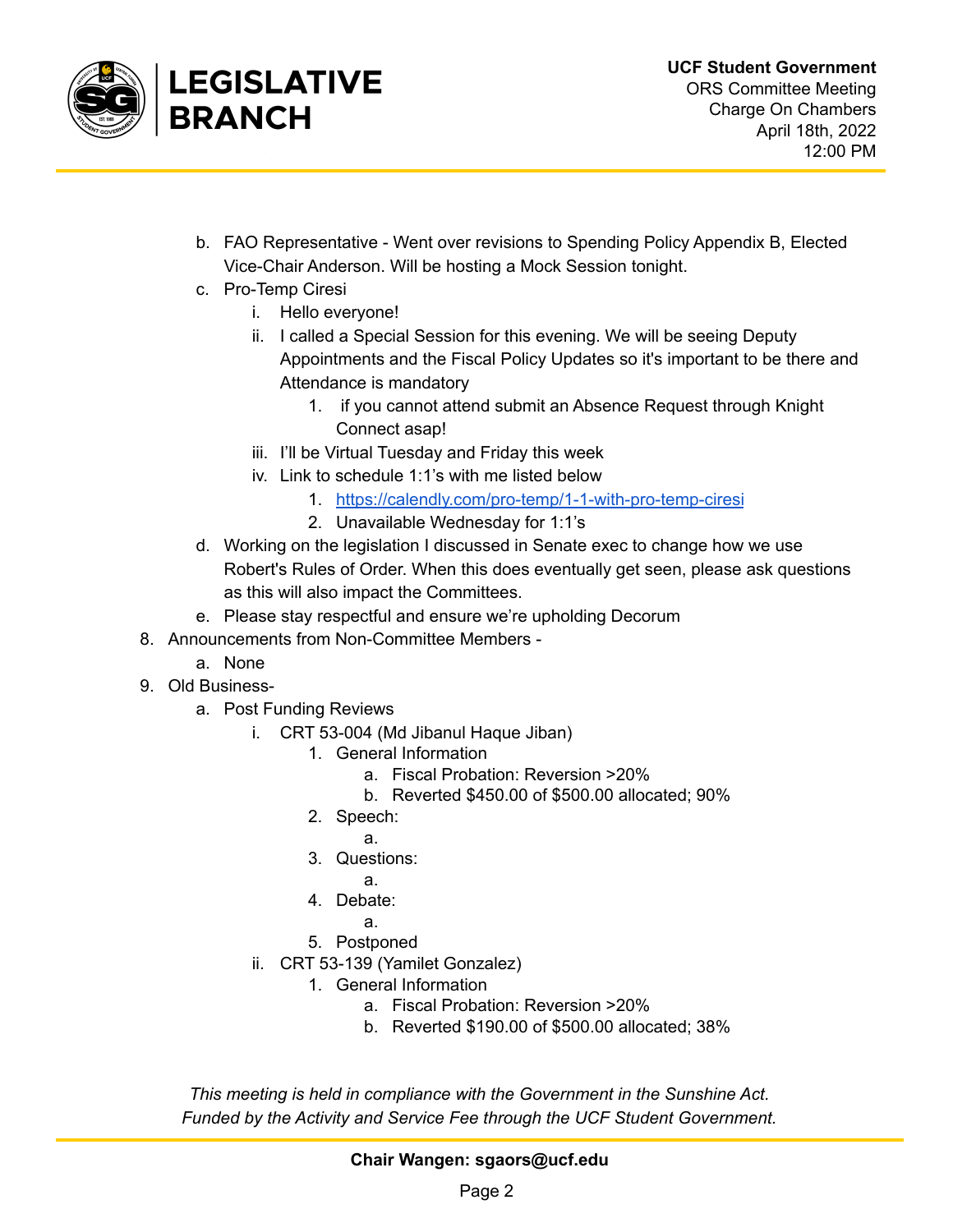b. FAO Representative - Went over revisions to Spending Policy Appendix B, Elected Vice-Chair Anderson. Will be hosting a Mock Session tonight.
c. Pro-Temp Ciresi
    i. Hello everyone!
    ii. I called a Special Session for this evening. We will be seeing Deputy Appointments and the Fiscal Policy Updates so it's important to be there and Attendance is mandatory
        1. if you cannot attend submit an Absence Request through Knight Connect asap!
    iii. I'll be Virtual Tuesday and Friday this week
    iv. Link to schedule 1:1's with me listed below
        1. https://calendly.com/pro-temp/1-1-with-pro-temp-ciresi
        2. Unavailable Wednesday for 1:1's
d. Working on the legislation I discussed in Senate exec to change how we use Robert's Rules of Order. When this does eventually get seen, please ask questions as this will also impact the Committees.
e. Please stay respectful and ensure we're upholding Decorum

8. Announcements from Non-Committee Members -
    a. None
9. Old Business-
    a. Post Funding Reviews
        i. CRT 53-004 (Md Jibanul Haque Jiban)
            1. General Information
                a. Fiscal Probation: Reversion >20%
                b. Reverted $450.00 of $500.00 allocated; 90%
            2. Speech:
                a.
            3. Questions:
                a.
            4. Debate:
                a.
            5. Postponed
        ii. CRT 53-139 (Yamilet Gonzalez)
            1. General Information
                a. Fiscal Probation: Reversion >20%
                b. Reverted $190.00 of $500.00 allocated; 38%

*This meeting is held in compliance with the Government in the Sunshine Act.*
*Funded by the Activity and Service Fee through the UCF Student Government.*

**Chair Wangen: sgaors@ucf.edu**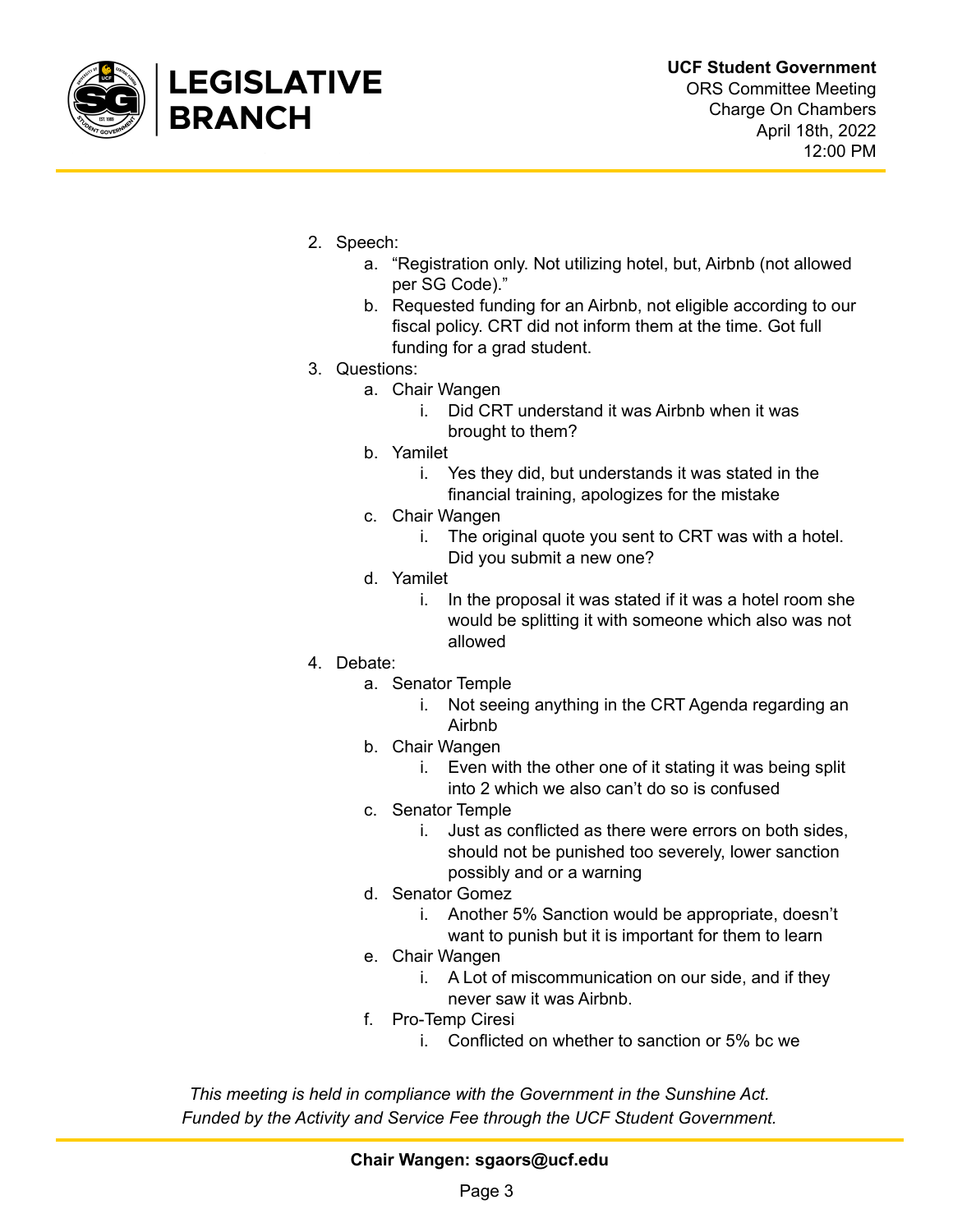2. Speech:
    a. "Registration only. Not utilizing hotel, but, Airbnb (not allowed per SG Code)."
    b. Requested funding for an Airbnb, not eligible according to our fiscal policy. CRT did not inform them at the time. Got full funding for a grad student.
3. Questions:
    a. Chair Wangen
        i. Did CRT understand it was Airbnb when it was brought to them?
    b. Yamilet
        i. Yes they did, but understands it was stated in the financial training, apologizes for the mistake
    c. Chair Wangen
        i. The original quote you sent to CRT was with a hotel. Did you submit a new one?
    d. Yamilet
        i. In the proposal it was stated if it was a hotel room she would be splitting it with someone which also was not allowed
4. Debate:
    a. Senator Temple
        i. Not seeing anything in the CRT Agenda regarding an Airbnb
    b. Chair Wangen
        i. Even with the other one of it stating it was being split into 2 which we also can't do so is confused
    c. Senator Temple
        i. Just as conflicted as there were errors on both sides, should not be punished too severely, lower sanction possibly and or a warning
    d. Senator Gomez
        i. Another 5% Sanction would be appropriate, doesn't want to punish but it is important for them to learn
    e. Chair Wangen
        i. A Lot of miscommunication on our side, and if they never saw it was Airbnb.
    f. Pro-Temp Ciresi
        i. Conflicted on whether to sanction or 5% bc we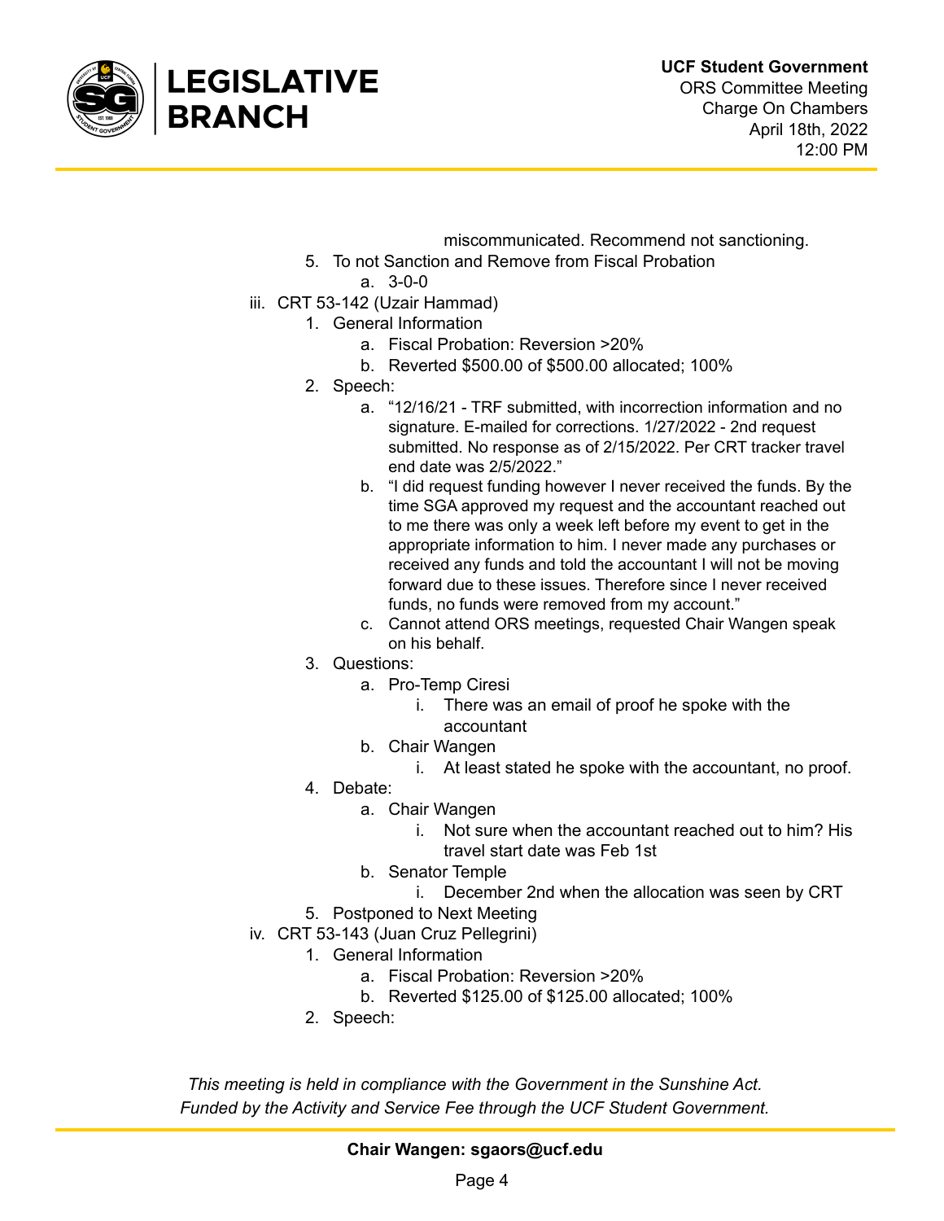miscommunicated. Recommend not sanctioning.

5. To not Sanction and Remove from Fiscal Probation
   a. 3-0-0

iii. CRT 53-142 (Uzair Hammad)

1. General Information
   a. Fiscal Probation: Reversion >20%
   b. Reverted $500.00 of $500.00 allocated; 100%
2. Speech:
   a. "12/16/21 - TRF submitted, with incorrection information and no signature. E-mailed for corrections. 1/27/2022 - 2nd request submitted. No response as of 2/15/2022. Per CRT tracker travel end date was 2/5/2022."
   b. "I did request funding however I never received the funds. By the time SGA approved my request and the accountant reached out to me there was only a week left before my event to get in the appropriate information to him. I never made any purchases or received any funds and told the accountant I will not be moving forward due to these issues. Therefore since I never received funds, no funds were removed from my account."
   c. Cannot attend ORS meetings, requested Chair Wangen speak on his behalf.
3. Questions:
   a. Pro-Temp Ciresi
      i. There was an email of proof he spoke with the accountant
   b. Chair Wangen
      i. At least stated he spoke with the accountant, no proof.
4. Debate:
   a. Chair Wangen
      i. Not sure when the accountant reached out to him? His travel start date was Feb 1st
   b. Senator Temple
      i. December 2nd when the allocation was seen by CRT
5. Postponed to Next Meeting

iv. CRT 53-143 (Juan Cruz Pellegrini)

1. General Information
   a. Fiscal Probation: Reversion >20%
   b. Reverted $125.00 of $125.00 allocated; 100%
2. Speech:

*This meeting is held in compliance with the Government in the Sunshine Act.*
*Funded by the Activity and Service Fee through the UCF Student Government.*

**Chair Wangen: sgaors@ucf.edu**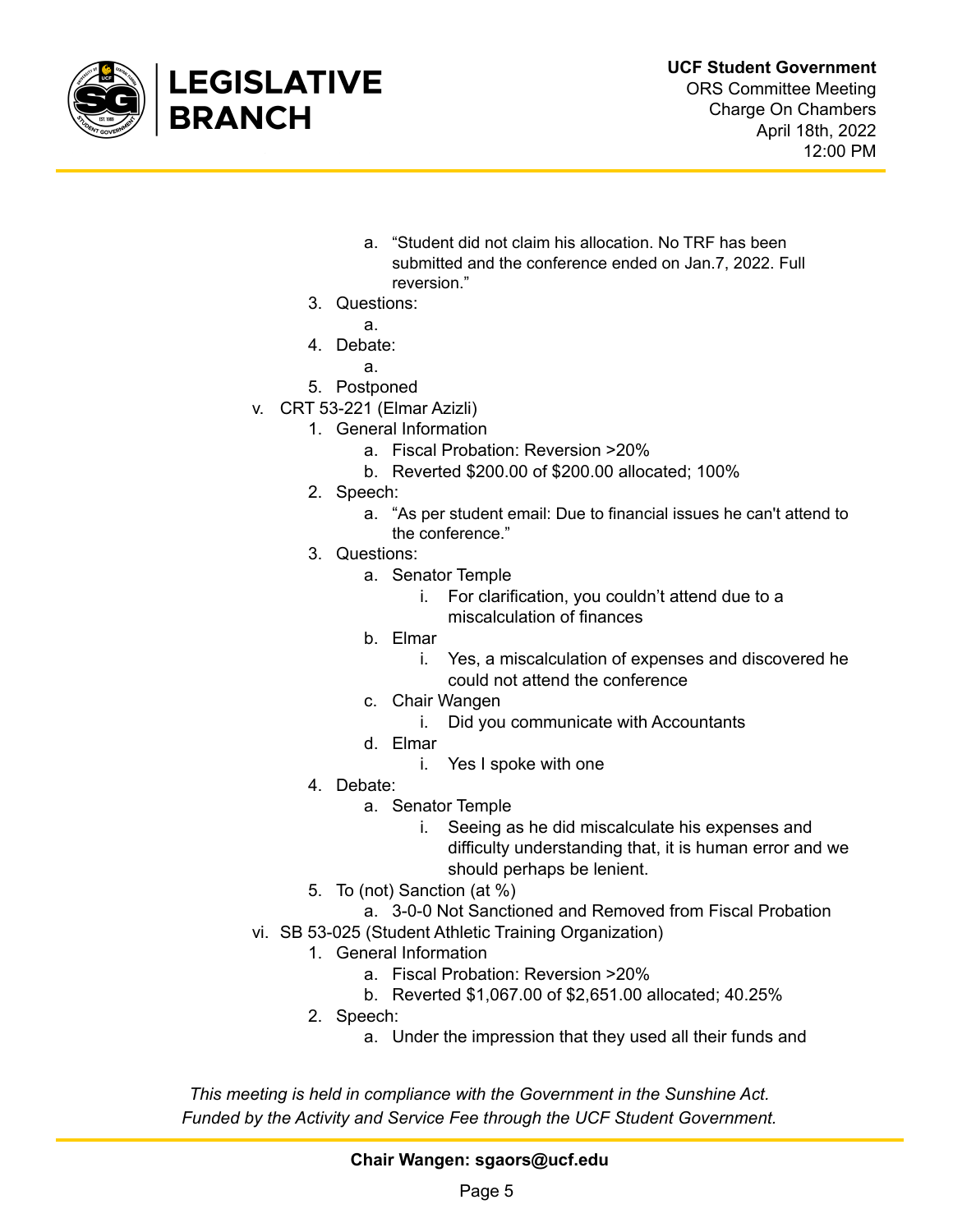a. "Student did not claim his allocation. No TRF has been submitted and the conference ended on Jan.7, 2022. Full reversion."
        3. Questions:
            a.
        4. Debate:
            a.
        5. Postponed

    v. CRT 53-221 (Elmar Azizli)
        1. General Information
            a. Fiscal Probation: Reversion >20%
            b. Reverted $200.00 of $200.00 allocated; 100%
        2. Speech:
            a. "As per student email: Due to financial issues he can't attend to the conference."
        3. Questions:
            a. Senator Temple
                i. For clarification, you couldn't attend due to a miscalculation of finances
            b. Elmar
                i. Yes, a miscalculation of expenses and discovered he could not attend the conference
            c. Chair Wangen
                i. Did you communicate with Accountants
            d. Elmar
                i. Yes I spoke with one
        4. Debate:
            a. Senator Temple
                i. Seeing as he did miscalculate his expenses and difficulty understanding that, it is human error and we should perhaps be lenient.
        5. To (not) Sanction (at %)
            a. 3-0-0 Not Sanctioned and Removed from Fiscal Probation

    vi. SB 53-025 (Student Athletic Training Organization)
        1. General Information
            a. Fiscal Probation: Reversion >20%
            b. Reverted $1,067.00 of $2,651.00 allocated; 40.25%
        2. Speech:
            a. Under the impression that they used all their funds and

*This meeting is held in compliance with the Government in the Sunshine Act.*
*Funded by the Activity and Service Fee through the UCF Student Government.*

**Chair Wangen: sgaors@ucf.edu**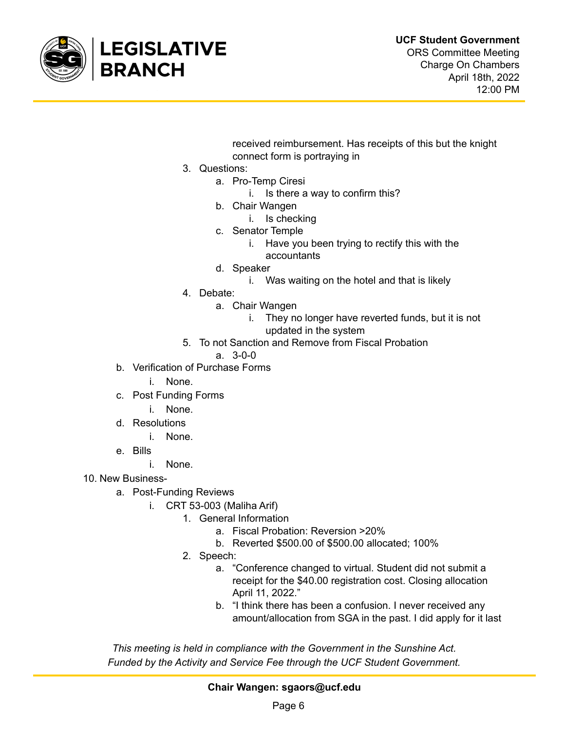received reimbursement. Has receipts of this but the knight connect form is portraying in

3. Questions:
    a. Pro-Temp Ciresi
        i. Is there a way to confirm this?
    b. Chair Wangen
        i. Is checking
    c. Senator Temple
        i. Have you been trying to rectify this with the accountants
    d. Speaker
        i. Was waiting on the hotel and that is likely
4. Debate:
    a. Chair Wangen
        i. They no longer have reverted funds, but it is not updated in the system
5. To not Sanction and Remove from Fiscal Probation
    a. 3-0-0

b. Verification of Purchase Forms
    i. None.
c. Post Funding Forms
    i. None.
d. Resolutions
    i. None.
e. Bills
    i. None.

10. New Business-
    a. Post-Funding Reviews
        i. CRT 53-003 (Maliha Arif)
            1. General Information
                a. Fiscal Probation: Reversion >20%
                b. Reverted $500.00 of $500.00 allocated; 100%
            2. Speech:
                a. "Conference changed to virtual. Student did not submit a receipt for the $40.00 registration cost. Closing allocation April 11, 2022."
                b. "I think there has been a confusion. I never received any amount/allocation from SGA in the past. I did apply for it last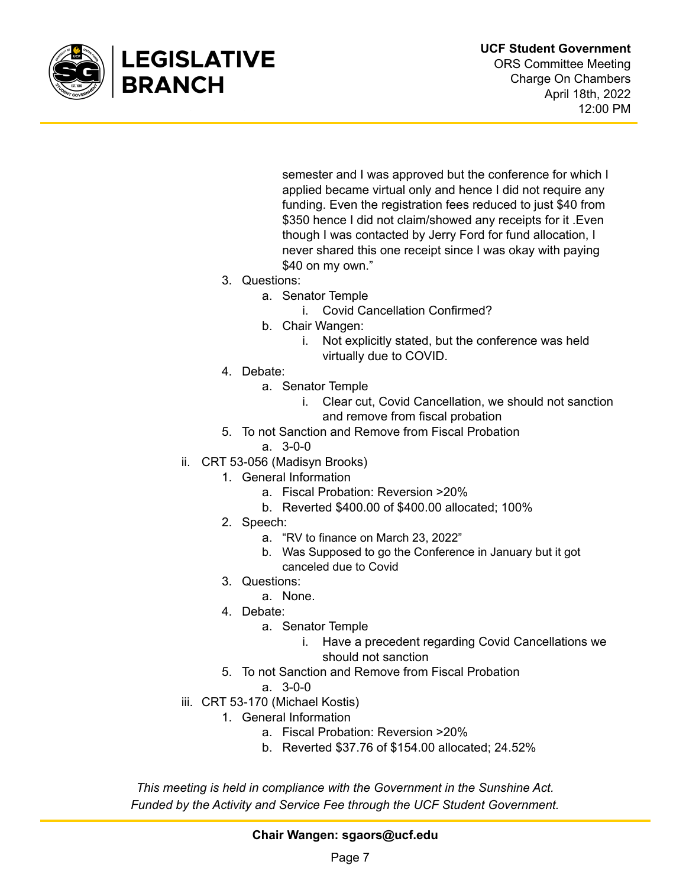semester and I was approved but the conference for which I applied became virtual only and hence I did not require any funding. Even the registration fees reduced to just $40 from $350 hence I did not claim/showed any receipts for it .Even though I was contacted by Jerry Ford for fund allocation, I never shared this one receipt since I was okay with paying $40 on my own."

3. Questions:
    a. Senator Temple
        i. Covid Cancellation Confirmed?
    b. Chair Wangen:
        i. Not explicitly stated, but the conference was held virtually due to COVID.
4. Debate:
    a. Senator Temple
        i. Clear cut, Covid Cancellation, we should not sanction and remove from fiscal probation
5. To not Sanction and Remove from Fiscal Probation
    a. 3-0-0

ii. CRT 53-056 (Madisyn Brooks)

1. General Information
    a. Fiscal Probation: Reversion >20%
    b. Reverted $400.00 of $400.00 allocated; 100%
2. Speech:
    a. "RV to finance on March 23, 2022"
    b. Was Supposed to go the Conference in January but it got canceled due to Covid
3. Questions:
    a. None.
4. Debate:
    a. Senator Temple
        i. Have a precedent regarding Covid Cancellations we should not sanction
5. To not Sanction and Remove from Fiscal Probation
    a. 3-0-0

iii. CRT 53-170 (Michael Kostis)

1. General Information
    a. Fiscal Probation: Reversion >20%
    b. Reverted $37.76 of $154.00 allocated; 24.52%

*This meeting is held in compliance with the Government in the Sunshine Act.*
*Funded by the Activity and Service Fee through the UCF Student Government.*

**Chair Wangen: sgaors@ucf.edu**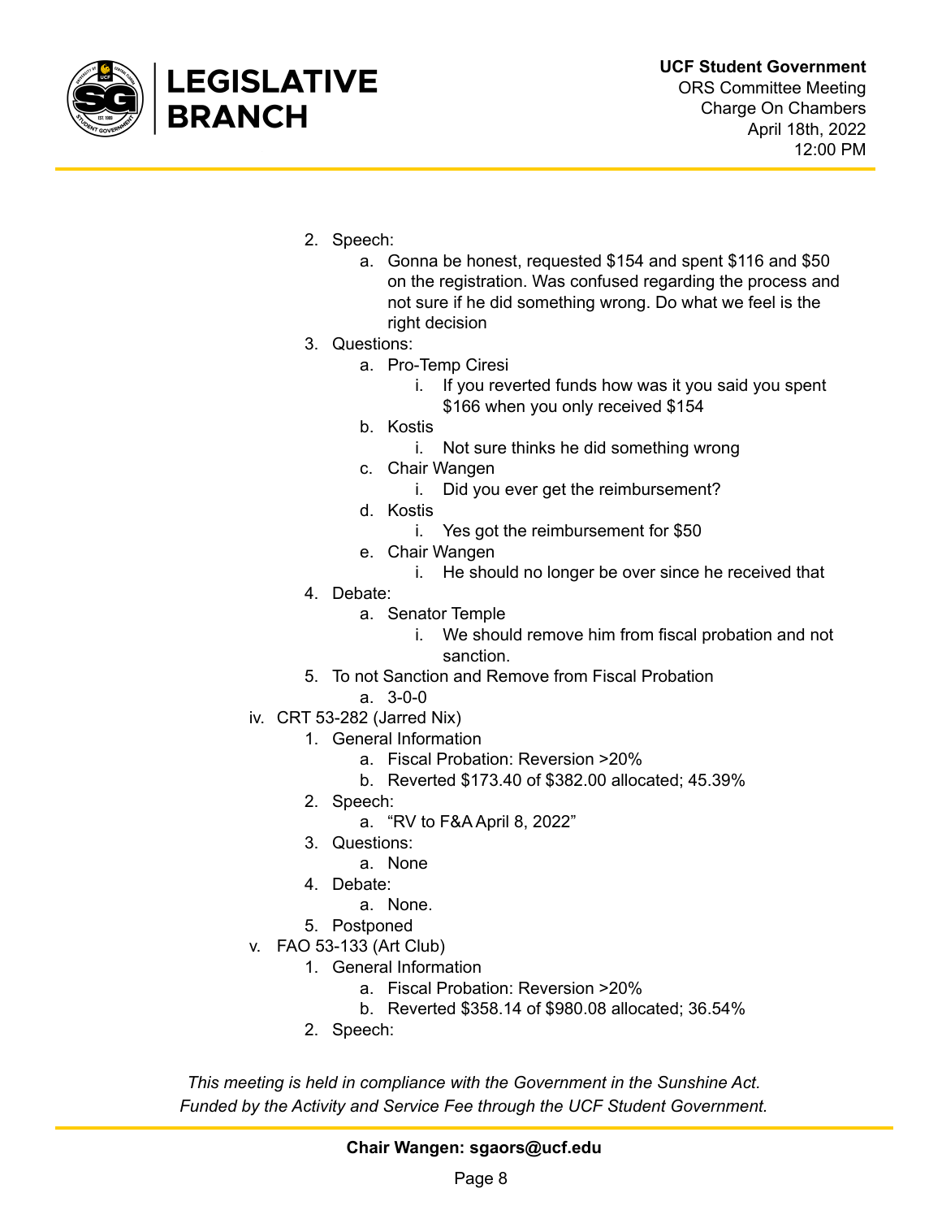2. Speech:
    a. Gonna be honest, requested $154 and spent $116 and $50 on the registration. Was confused regarding the process and not sure if he did something wrong. Do what we feel is the right decision
3. Questions:
    a. Pro-Temp Ciresi
        i. If you reverted funds how was it you said you spent $166 when you only received $154
    b. Kostis
        i. Not sure thinks he did something wrong
    c. Chair Wangen
        i. Did you ever get the reimbursement?
    d. Kostis
        i. Yes got the reimbursement for $50
    e. Chair Wangen
        i. He should no longer be over since he received that
4. Debate:
    a. Senator Temple
        i. We should remove him from fiscal probation and not sanction.
5. To not Sanction and Remove from Fiscal Probation
    a. 3-0-0

iv. CRT 53-282 (Jarred Nix)
1. General Information
    a. Fiscal Probation: Reversion >20%
    b. Reverted $173.40 of $382.00 allocated; 45.39%
2. Speech:
    a. "RV to F&A April 8, 2022"
3. Questions:
    a. None
4. Debate:
    a. None.
5. Postponed

v. FAO 53-133 (Art Club)
1. General Information
    a. Fiscal Probation: Reversion >20%
    b. Reverted $358.14 of $980.08 allocated; 36.54%
2. Speech:

*This meeting is held in compliance with the Government in the Sunshine Act.*
*Funded by the Activity and Service Fee through the UCF Student Government.*

**Chair Wangen: sgaors@ucf.edu**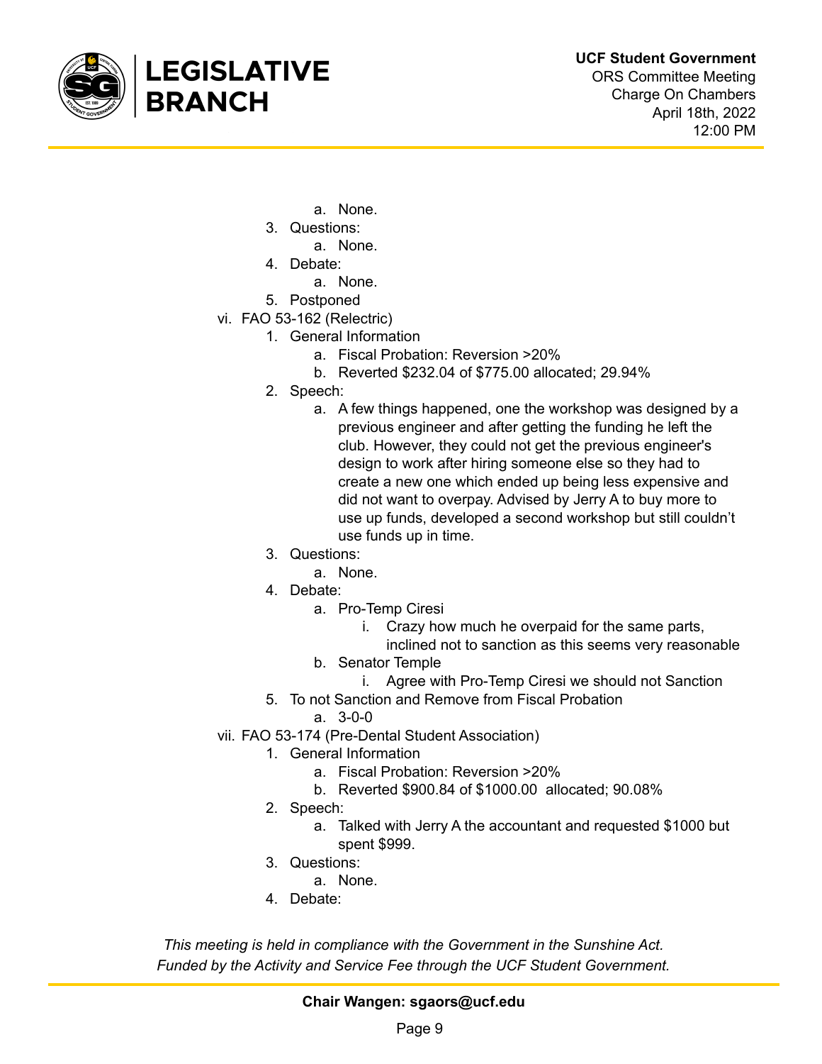a. None.
        3. Questions:
            a. None.
        4. Debate:
            a. None.
        5. Postponed

vi. FAO 53-162 (Relectric)
1. General Information
    a. Fiscal Probation: Reversion >20%
    b. Reverted $232.04 of $775.00 allocated; 29.94%
2. Speech:
    a. A few things happened, one the workshop was designed by a previous engineer and after getting the funding he left the club. However, they could not get the previous engineer's design to work after hiring someone else so they had to create a new one which ended up being less expensive and did not want to overpay. Advised by Jerry A to buy more to use up funds, developed a second workshop but still couldn't use funds up in time.
3. Questions:
    a. None.
4. Debate:
    a. Pro-Temp Ciresi
        i. Crazy how much he overpaid for the same parts, inclined not to sanction as this seems very reasonable
    b. Senator Temple
        i. Agree with Pro-Temp Ciresi we should not Sanction
5. To not Sanction and Remove from Fiscal Probation
    a. 3-0-0

vii. FAO 53-174 (Pre-Dental Student Association)
1. General Information
    a. Fiscal Probation: Reversion >20%
    b. Reverted $900.84 of $1000.00 allocated; 90.08%
2. Speech:
    a. Talked with Jerry A the accountant and requested $1000 but spent $999.
3. Questions:
    a. None.
4. Debate:

*This meeting is held in compliance with the Government in the Sunshine Act.*
*Funded by the Activity and Service Fee through the UCF Student Government.*

**Chair Wangen: sgaors@ucf.edu**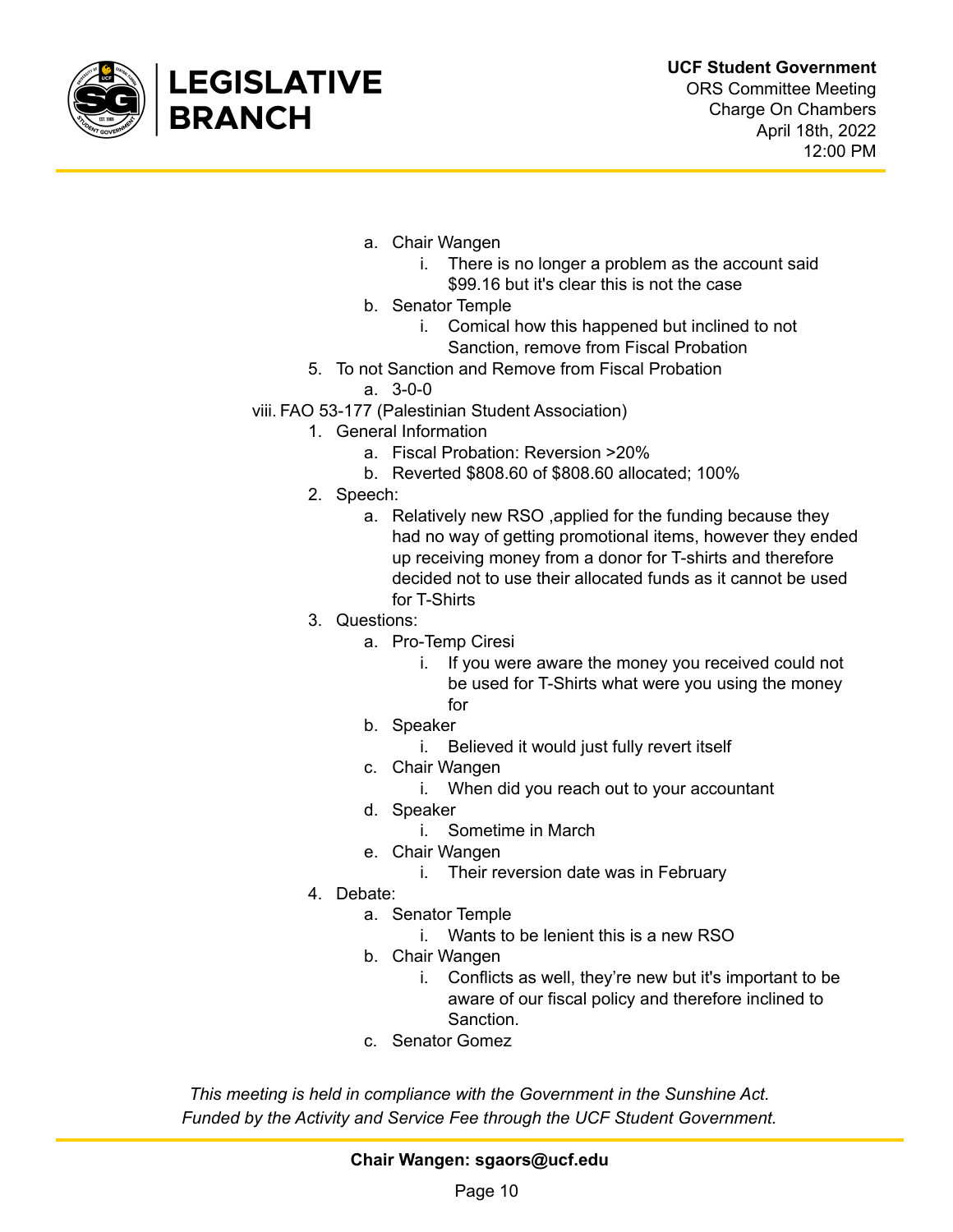a. Chair Wangen
    i. There is no longer a problem as the account said $99.16 but it's clear this is not the case
b. Senator Temple
    i. Comical how this happened but inclined to not Sanction, remove from Fiscal Probation

5. To not Sanction and Remove from Fiscal Probation
    a. 3-0-0

viii. FAO 53-177 (Palestinian Student Association)

1. General Information
    a. Fiscal Probation: Reversion >20%
    b. Reverted $808.60 of $808.60 allocated; 100%
2. Speech:
    a. Relatively new RSO ,applied for the funding because they had no way of getting promotional items, however they ended up receiving money from a donor for T-shirts and therefore decided not to use their allocated funds as it cannot be used for T-Shirts
3. Questions:
    a. Pro-Temp Ciresi
        i. If you were aware the money you received could not be used for T-Shirts what were you using the money for
    b. Speaker
        i. Believed it would just fully revert itself
    c. Chair Wangen
        i. When did you reach out to your accountant
    d. Speaker
        i. Sometime in March
    e. Chair Wangen
        i. Their reversion date was in February
4. Debate:
    a. Senator Temple
        i. Wants to be lenient this is a new RSO
    b. Chair Wangen
        i. Conflicts as well, they're new but it's important to be aware of our fiscal policy and therefore inclined to Sanction.
    c. Senator Gomez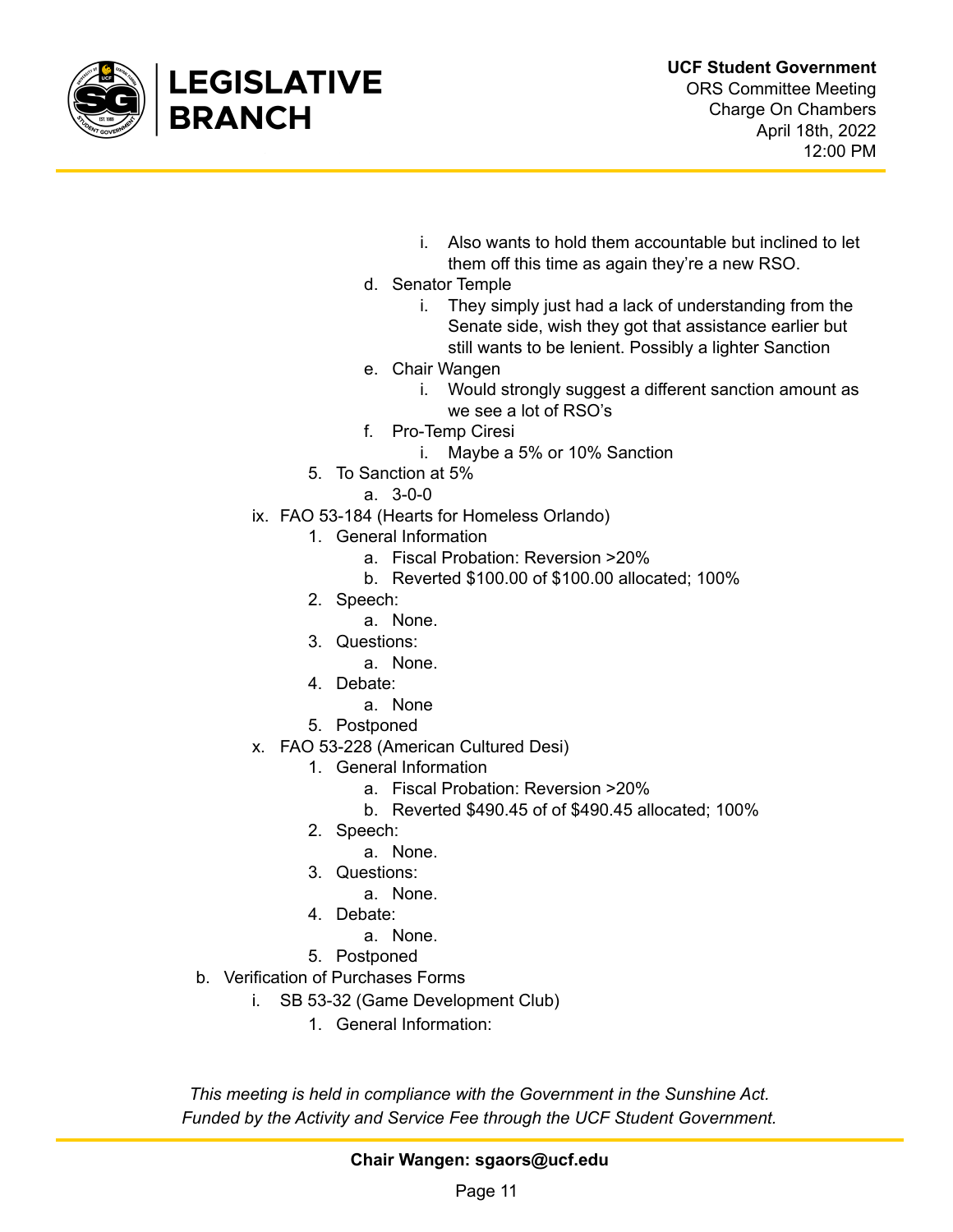i. Also wants to hold them accountable but inclined to let them off this time as again they're a new RSO.
        d. Senator Temple
            i. They simply just had a lack of understanding from the Senate side, wish they got that assistance earlier but still wants to be lenient. Possibly a lighter Sanction
        e. Chair Wangen
            i. Would strongly suggest a different sanction amount as we see a lot of RSO's
        f. Pro-Temp Ciresi
            i. Maybe a 5% or 10% Sanction
    5. To Sanction at 5%
        a. 3-0-0

ix. FAO 53-184 (Hearts for Homeless Orlando)
    1. General Information
        a. Fiscal Probation: Reversion >20%
        b. Reverted $100.00 of $100.00 allocated; 100%
    2. Speech:
        a. None.
    3. Questions:
        a. None.
    4. Debate:
        a. None
    5. Postponed

x. FAO 53-228 (American Cultured Desi)
    1. General Information
        a. Fiscal Probation: Reversion >20%
        b. Reverted $490.45 of of $490.45 allocated; 100%
    2. Speech:
        a. None.
    3. Questions:
        a. None.
    4. Debate:
        a. None.
    5. Postponed

b. Verification of Purchases Forms
    i. SB 53-32 (Game Development Club)
        1. General Information:

*This meeting is held in compliance with the Government in the Sunshine Act.*
*Funded by the Activity and Service Fee through the UCF Student Government.*

**Chair Wangen: sgaors@ucf.edu**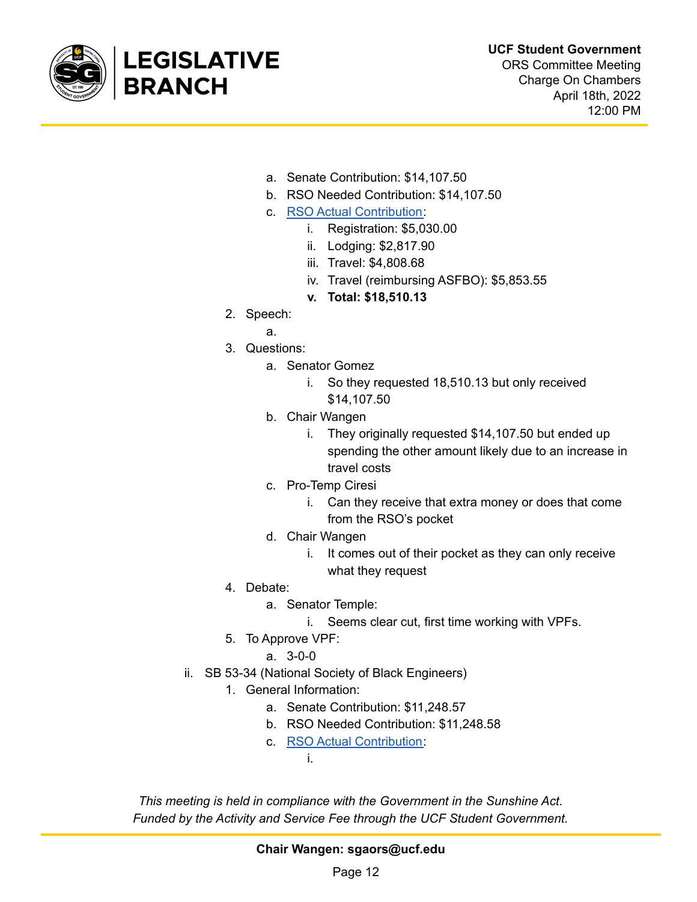a. Senate Contribution: $14,107.50
b. RSO Needed Contribution: $14,107.50
c. RSO Actual Contribution:
    i. Registration: $5,030.00
    ii. Lodging: $2,817.90
    iii. Travel: $4,808.68
    iv. Travel (reimbursing ASFBO): $5,853.55
    v. **Total: $18,510.13**

2. Speech:
    a.
3. Questions:
    a. Senator Gomez
        i. So they requested 18,510.13 but only received $14,107.50
    b. Chair Wangen
        i. They originally requested $14,107.50 but ended up spending the other amount likely due to an increase in travel costs
    c. Pro-Temp Ciresi
        i. Can they receive that extra money or does that come from the RSO's pocket
    d. Chair Wangen
        i. It comes out of their pocket as they can only receive what they request
4. Debate:
    a. Senator Temple:
        i. Seems clear cut, first time working with VPFs.
5. To Approve VPF:
    a. 3-0-0

ii. SB 53-34 (National Society of Black Engineers)

1. General Information:
    a. Senate Contribution: $11,248.57
    b. RSO Needed Contribution: $11,248.58
    c. RSO Actual Contribution:
        i.

*This meeting is held in compliance with the Government in the Sunshine Act.*
*Funded by the Activity and Service Fee through the UCF Student Government.*

**Chair Wangen: sgaors@ucf.edu**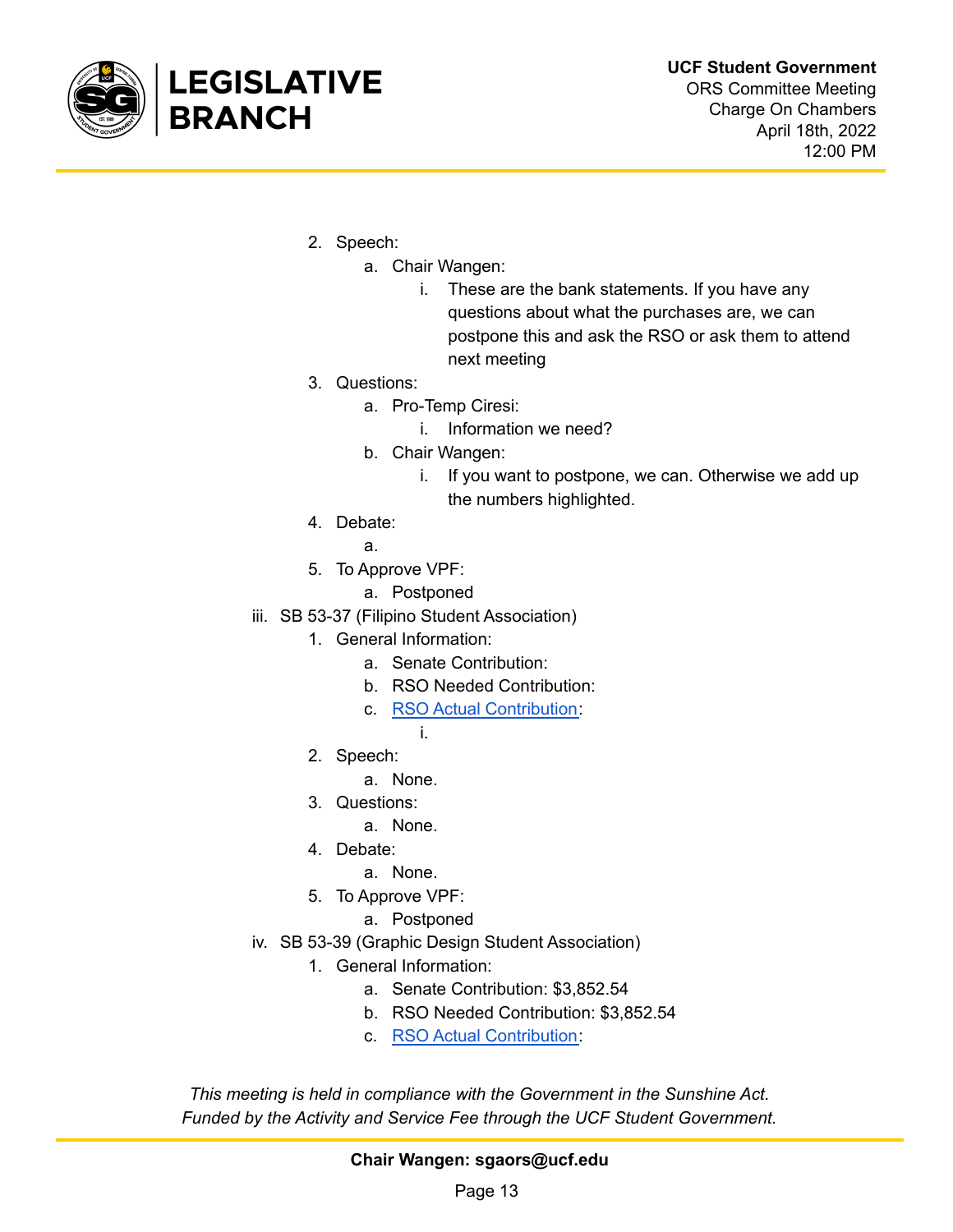2. Speech:
    a. Chair Wangen:
        i. These are the bank statements. If you have any questions about what the purchases are, we can postpone this and ask the RSO or ask them to attend next meeting
3. Questions:
    a. Pro-Temp Ciresi:
        i. Information we need?
    b. Chair Wangen:
        i. If you want to postpone, we can. Otherwise we add up the numbers highlighted.
4. Debate:
    a.
5. To Approve VPF:
    a. Postponed

iii. SB 53-37 (Filipino Student Association)

1. General Information:
    a. Senate Contribution:
    b. RSO Needed Contribution:
    c. RSO Actual Contribution:
        i.
2. Speech:
    a. None.
3. Questions:
    a. None.
4. Debate:
    a. None.
5. To Approve VPF:
    a. Postponed

iv. SB 53-39 (Graphic Design Student Association)

1. General Information:
    a. Senate Contribution: $3,852.54
    b. RSO Needed Contribution: $3,852.54
    c. RSO Actual Contribution:

*This meeting is held in compliance with the Government in the Sunshine Act.*
*Funded by the Activity and Service Fee through the UCF Student Government.*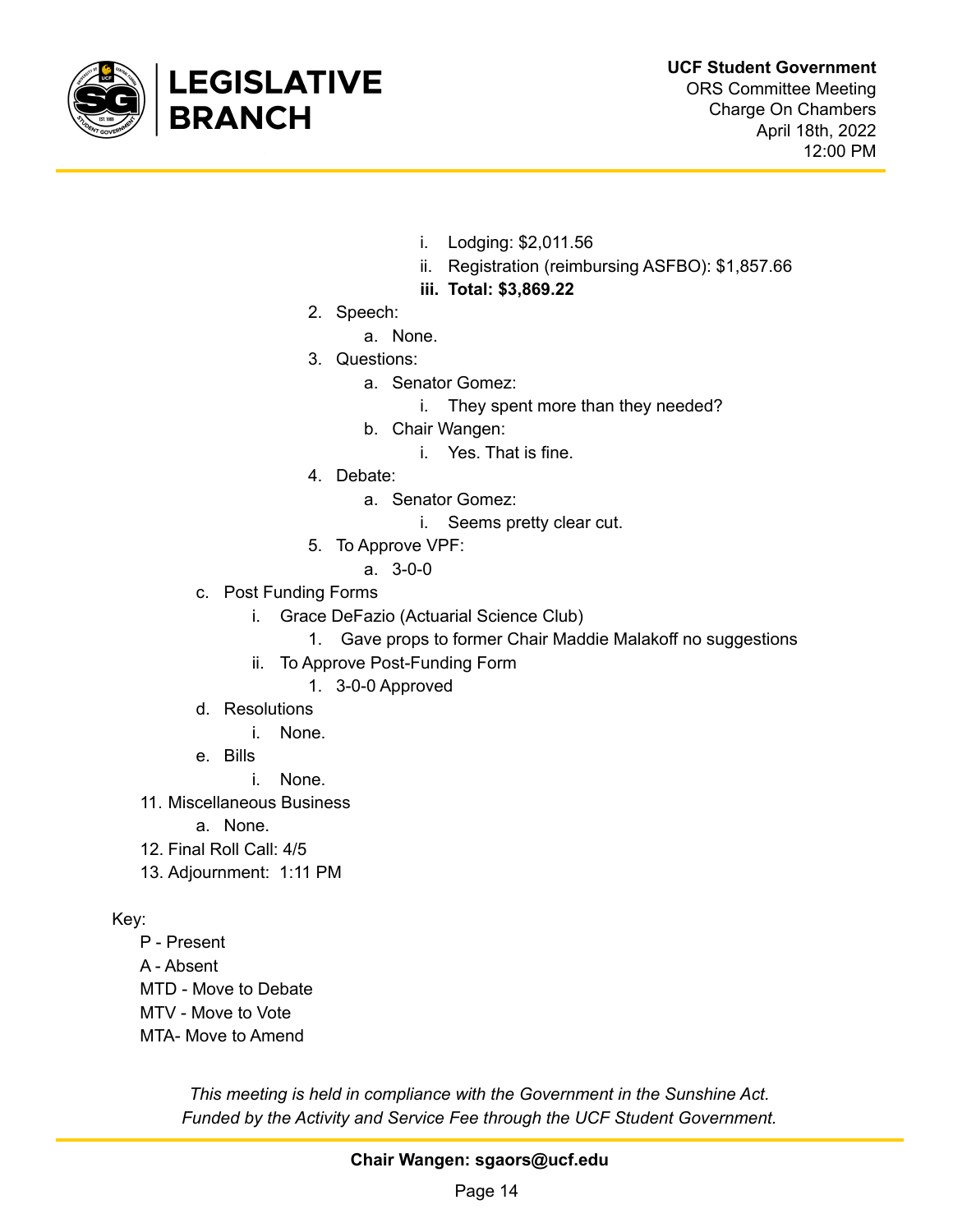i. Lodging: $2,011.56
            ii. Registration (reimbursing ASFBO): $1,857.66
            **iii. Total: $3,869.22**

      2. Speech:
         a. None.
      3. Questions:
         a. Senator Gomez:
            i. They spent more than they needed?
         b. Chair Wangen:
            i. Yes. That is fine.
      4. Debate:
         a. Senator Gomez:
            i. Seems pretty clear cut.
      5. To Approve VPF:
         a. 3-0-0

   c. Post Funding Forms
      i. Grace DeFazio (Actuarial Science Club)
         1. Gave props to former Chair Maddie Malakoff no suggestions
      ii. To Approve Post-Funding Form
         1. 3-0-0 Approved
   d. Resolutions
      i. None.
   e. Bills
      i. None.

11. Miscellaneous Business
   a. None.
12. Final Roll Call: 4/5
13. Adjournment: 1:11 PM

Key:

- P - Present
- A - Absent
- MTD - Move to Debate
- MTV - Move to Vote
- MTA- Move to Amend

*This meeting is held in compliance with the Government in the Sunshine Act.*
*Funded by the Activity and Service Fee through the UCF Student Government.*

**Chair Wangen: sgaors@ucf.edu**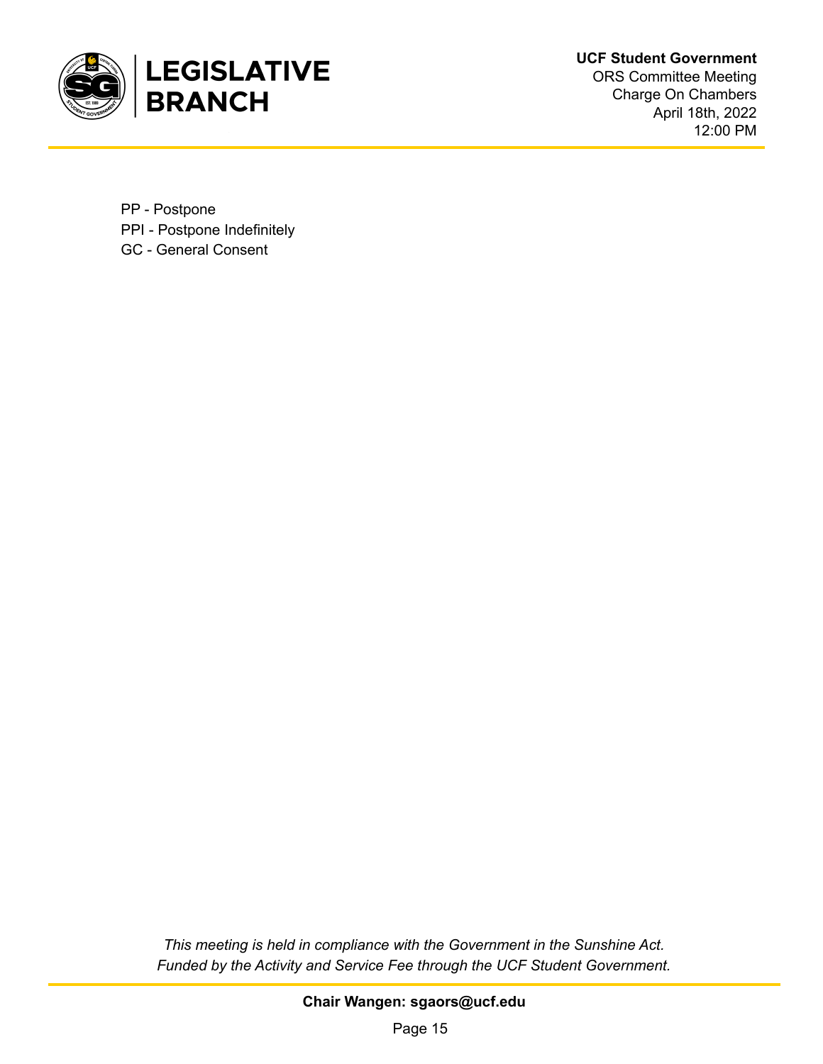PP - Postpone
PPI - Postpone Indefinitely
GC - General Consent